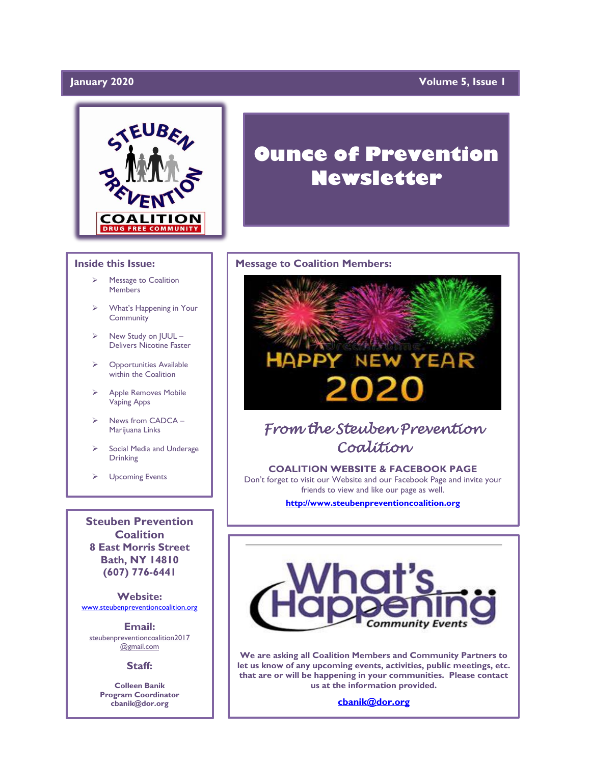**January 2020** **Volume 5, Issue 1**

# Ounce of Prevention Newsletter

## Inside this Issue:

- Message to Coalition Members
- What's Happening in Your Community
- New Study on JUUL – Delivers Nicotine Faster
- Opportunities Available within the Coalition
- Apple Removes Mobile Vaping Apps
- News from CADCA – Marijuana Links
- Social Media and Underage Drinking
- Upcoming Events

**Steuben Prevention Coalition**
**8 East Morris Street**
**Bath, NY 14810**
**(607) 776-6441**

**Website:**
www.steubenpreventioncoalition.org

**Email:**
steubenpreventioncoalition2017@gmail.com

**Staff:**

**Colleen Banik**
**Program Coordinator**
**cbanik@dor.org**

## Message to Coalition Members:

HAPPY NEW YEAR 2020

*From the Steuben Prevention Coalition*

**COALITION WEBSITE & FACEBOOK PAGE**

Don't forget to visit our Website and our Facebook Page and invite your friends to view and like our page as well.

**http://www.steubenpreventioncoalition.org**

## What's Happening Community Events

**We are asking all Coalition Members and Community Partners to let us know of any upcoming events, activities, public meetings, etc. that are or will be happening in your communities. Please contact us at the information provided.**

**cbanik@dor.org**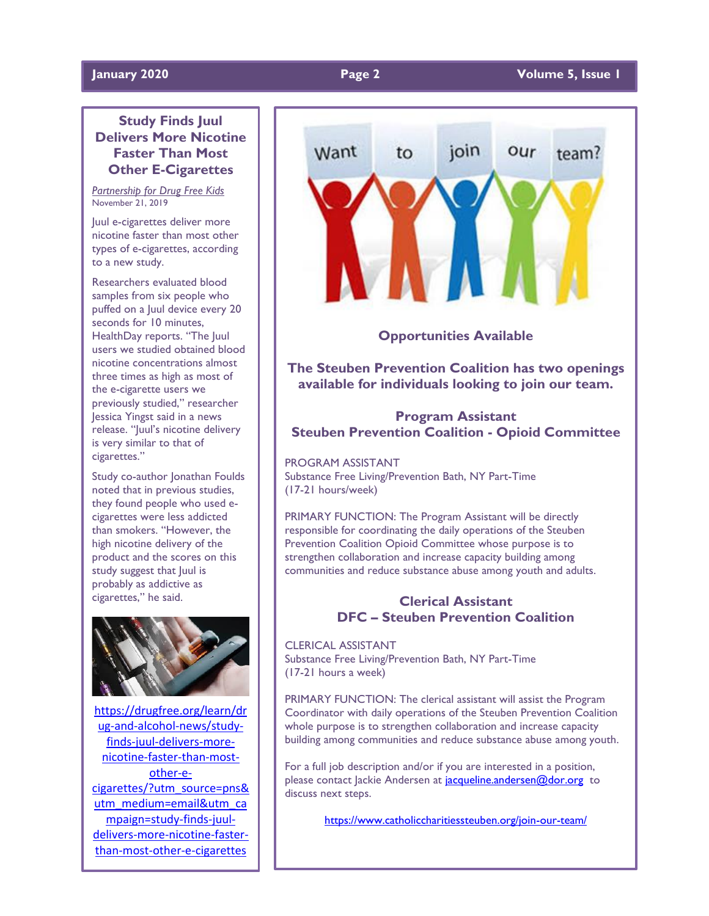## Study Finds Juul Delivers More Nicotine Faster Than Most Other E-Cigarettes

*Partnership for Drug Free Kids*
November 21, 2019

Juul e-cigarettes deliver more nicotine faster than most other types of e-cigarettes, according to a new study.

Researchers evaluated blood samples from six people who puffed on a Juul device every 20 seconds for 10 minutes, HealthDay reports. "The Juul users we studied obtained blood nicotine concentrations almost three times as high as most of the e-cigarette users we previously studied," researcher Jessica Yingst said in a news release. "Juul's nicotine delivery is very similar to that of cigarettes."

Study co-author Jonathan Foulds noted that in previous studies, they found people who used e-cigarettes were less addicted than smokers. "However, the high nicotine delivery of the product and the scores on this study suggest that Juul is probably as addictive as cigarettes," he said.

https://drugfree.org/learn/drug-and-alcohol-news/study-finds-juul-delivers-more-nicotine-faster-than-most-other-e-cigarettes/?utm_source=pns&utm_medium=email&utm_campaign=study-finds-juul-delivers-more-nicotine-faster-than-most-other-e-cigarettes

## Opportunities Available

**The Steuben Prevention Coalition has two openings available for individuals looking to join our team.**

### Program Assistant
### Steuben Prevention Coalition - Opioid Committee

PROGRAM ASSISTANT
Substance Free Living/Prevention Bath, NY Part-Time
(17-21 hours/week)

PRIMARY FUNCTION: The Program Assistant will be directly responsible for coordinating the daily operations of the Steuben Prevention Coalition Opioid Committee whose purpose is to strengthen collaboration and increase capacity building among communities and reduce substance abuse among youth and adults.

### Clerical Assistant
### DFC – Steuben Prevention Coalition

CLERICAL ASSISTANT
Substance Free Living/Prevention Bath, NY Part-Time
(17-21 hours a week)

PRIMARY FUNCTION: The clerical assistant will assist the Program Coordinator with daily operations of the Steuben Prevention Coalition whole purpose is to strengthen collaboration and increase capacity building among communities and reduce substance abuse among youth.

For a full job description and/or if you are interested in a position, please contact Jackie Andersen at jacqueline.andersen@dor.org to discuss next steps.

https://www.catholiccharitiessteuben.org/join-our-team/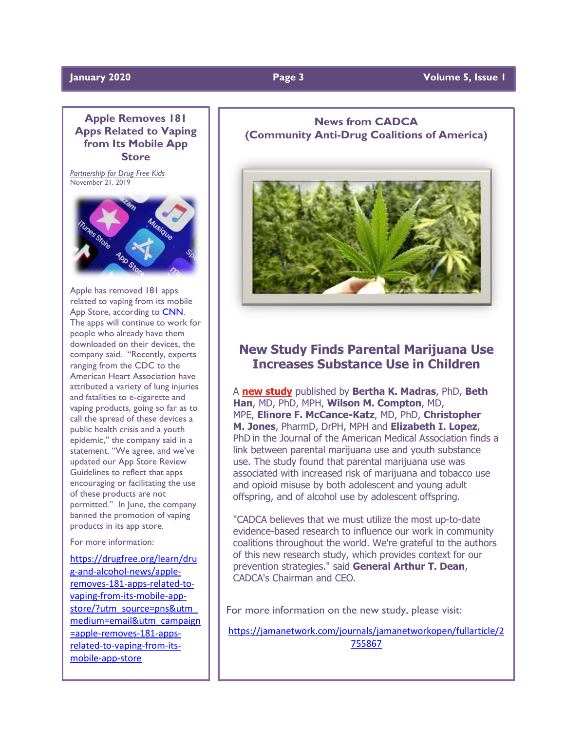## Apple Removes 181 Apps Related to Vaping from Its Mobile App Store

*Partnership for Drug Free Kids*
November 21, 2019

Apple has removed 181 apps related to vaping from its mobile App Store, according to CNN. The apps will continue to work for people who already have them downloaded on their devices, the company said. "Recently, experts ranging from the CDC to the American Heart Association have attributed a variety of lung injuries and fatalities to e-cigarette and vaping products, going so far as to call the spread of these devices a public health crisis and a youth epidemic," the company said in a statement. "We agree, and we've updated our App Store Review Guidelines to reflect that apps encouraging or facilitating the use of these products are not permitted." In June, the company banned the promotion of vaping products in its app store.

For more information:

https://drugfree.org/learn/drug-and-alcohol-news/apple-removes-181-apps-related-to-vaping-from-its-mobile-app-store/?utm_source=pns&utm_medium=email&utm_campaign=apple-removes-181-apps-related-to-vaping-from-its-mobile-app-store

## News from CADCA (Community Anti-Drug Coalitions of America)

### New Study Finds Parental Marijuana Use Increases Substance Use in Children

A **new study** published by **Bertha K. Madras**, PhD, **Beth Han**, MD, PhD, MPH, **Wilson M. Compton**, MD, MPE, **Elinore F. McCance-Katz**, MD, PhD, **Christopher M. Jones**, PharmD, DrPH, MPH and **Elizabeth I. Lopez**, PhD in the Journal of the American Medical Association finds a link between parental marijuana use and youth substance use. The study found that parental marijuana use was associated with increased risk of marijuana and tobacco use and opioid misuse by both adolescent and young adult offspring, and of alcohol use by adolescent offspring.

"CADCA believes that we must utilize the most up-to-date evidence-based research to influence our work in community coalitions throughout the world. We're grateful to the authors of this new research study, which provides context for our prevention strategies." said **General Arthur T. Dean**, CADCA's Chairman and CEO.

For more information on the new study, please visit:

https://jamanetwork.com/journals/jamanetworkopen/fullarticle/2755867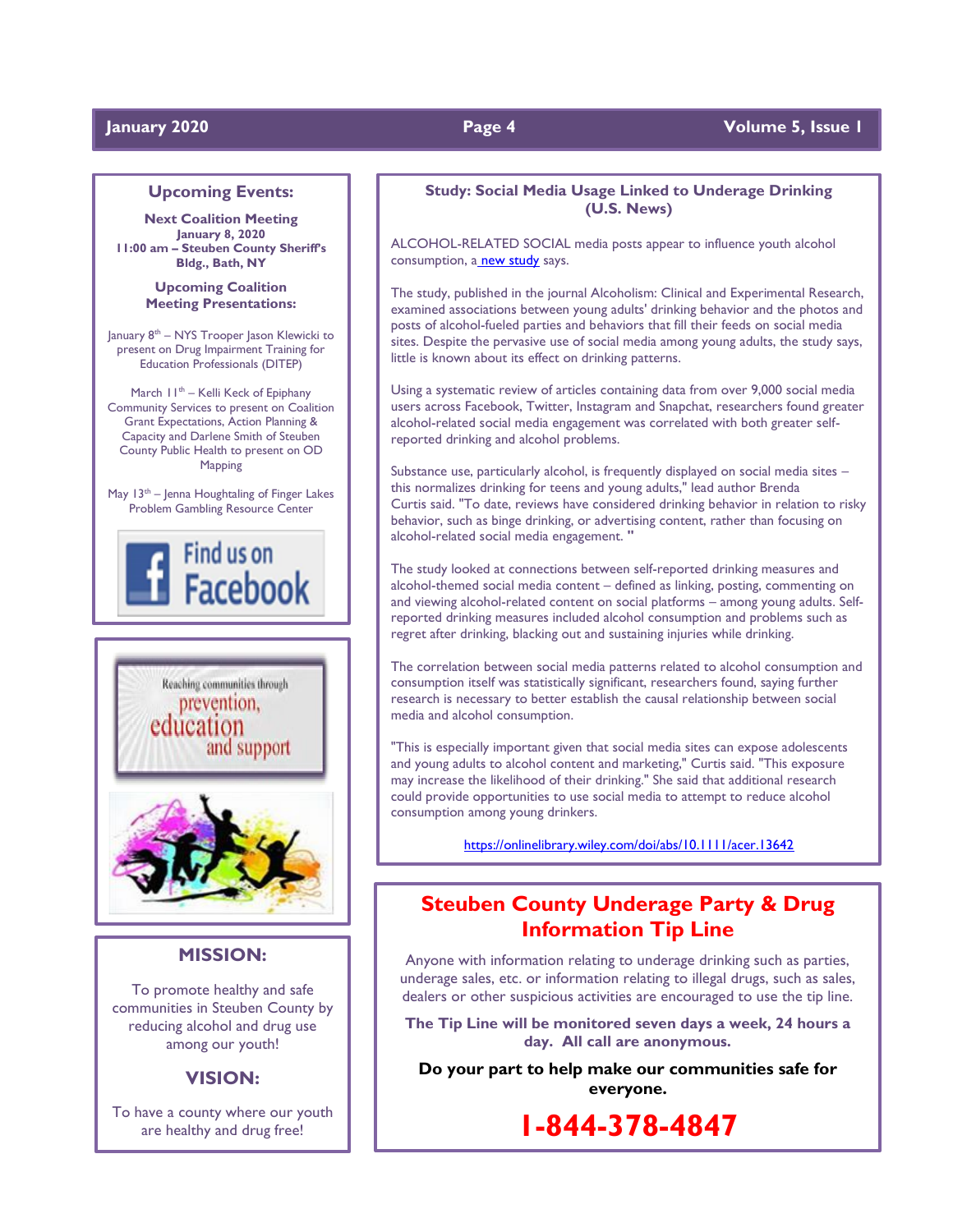## Upcoming Events:

**Next Coalition Meeting**
**January 8, 2020**
**11:00 am – Steuben County Sheriff's Bldg., Bath, NY**

**Upcoming Coalition Meeting Presentations:**

January 8th – NYS Trooper Jason Klewicki to present on Drug Impairment Training for Education Professionals (DITEP)

March 11th – Kelli Keck of Epiphany Community Services to present on Coalition Grant Expectations, Action Planning & Capacity and Darlene Smith of Steuben County Public Health to present on OD Mapping

May 13th – Jenna Houghtaling of Finger Lakes Problem Gambling Resource Center

Find us on Facebook

Reaching communities through prevention, education and support

## MISSION:

To promote healthy and safe communities in Steuben County by reducing alcohol and drug use among our youth!

## VISION:

To have a county where our youth are healthy and drug free!

## Study: Social Media Usage Linked to Underage Drinking (U.S. News)

ALCOHOL-RELATED SOCIAL media posts appear to influence youth alcohol consumption, a new study says.

The study, published in the journal Alcoholism: Clinical and Experimental Research, examined associations between young adults' drinking behavior and the photos and posts of alcohol-fueled parties and behaviors that fill their feeds on social media sites. Despite the pervasive use of social media among young adults, the study says, little is known about its effect on drinking patterns.

Using a systematic review of articles containing data from over 9,000 social media users across Facebook, Twitter, Instagram and Snapchat, researchers found greater alcohol-related social media engagement was correlated with both greater self-reported drinking and alcohol problems.

Substance use, particularly alcohol, is frequently displayed on social media sites – this normalizes drinking for teens and young adults," lead author Brenda Curtis said. "To date, reviews have considered drinking behavior in relation to risky behavior, such as binge drinking, or advertising content, rather than focusing on alcohol-related social media engagement. "

The study looked at connections between self-reported drinking measures and alcohol-themed social media content – defined as linking, posting, commenting on and viewing alcohol-related content on social platforms – among young adults. Self-reported drinking measures included alcohol consumption and problems such as regret after drinking, blacking out and sustaining injuries while drinking.

The correlation between social media patterns related to alcohol consumption and consumption itself was statistically significant, researchers found, saying further research is necessary to better establish the causal relationship between social media and alcohol consumption.

"This is especially important given that social media sites can expose adolescents and young adults to alcohol content and marketing," Curtis said. "This exposure may increase the likelihood of their drinking." She said that additional research could provide opportunities to use social media to attempt to reduce alcohol consumption among young drinkers.

https://onlinelibrary.wiley.com/doi/abs/10.1111/acer.13642

## Steuben County Underage Party & Drug Information Tip Line

Anyone with information relating to underage drinking such as parties, underage sales, etc. or information relating to illegal drugs, such as sales, dealers or other suspicious activities are encouraged to use the tip line.

**The Tip Line will be monitored seven days a week, 24 hours a day. All call are anonymous.**

**Do your part to help make our communities safe for everyone.**

**1-844-378-4847**